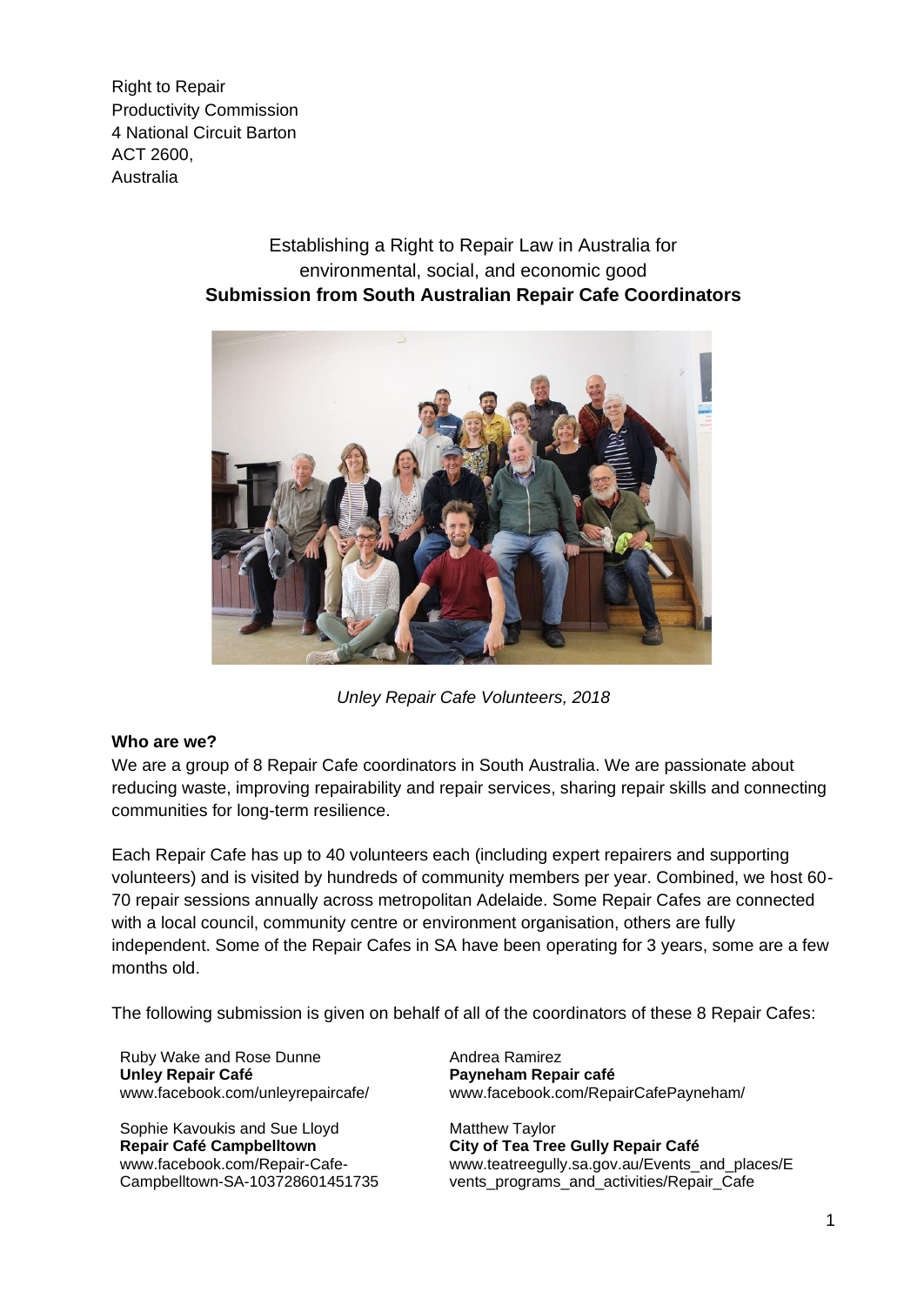Right to Repair
Productivity Commission
4 National Circuit Barton
ACT 2600,
Australia

Establishing a Right to Repair Law in Australia for environmental, social, and economic good

**Submission from South Australian Repair Cafe Coordinators**

*Unley Repair Cafe Volunteers, 2018*

**Who are we?**

We are a group of 8 Repair Cafe coordinators in South Australia. We are passionate about reducing waste, improving repairability and repair services, sharing repair skills and connecting communities for long-term resilience.

Each Repair Cafe has up to 40 volunteers each (including expert repairers and supporting volunteers) and is visited by hundreds of community members per year. Combined, we host 60-70 repair sessions annually across metropolitan Adelaide. Some Repair Cafes are connected with a local council, community centre or environment organisation, others are fully independent. Some of the Repair Cafes in SA have been operating for 3 years, some are a few months old.

The following submission is given on behalf of all of the coordinators of these 8 Repair Cafes:

Ruby Wake and Rose Dunne
**Unley Repair Café**
www.facebook.com/unleyrepaircafe/

Sophie Kavoukis and Sue Lloyd
**Repair Café Campbelltown**
www.facebook.com/Repair-Cafe-Campbelltown-SA-103728601451735

Andrea Ramirez
**Payneham Repair café**
www.facebook.com/RepairCafePayneham/

Matthew Taylor
**City of Tea Tree Gully Repair Café**
www.teatreegully.sa.gov.au/Events_and_places/Events_programs_and_activities/Repair_Cafe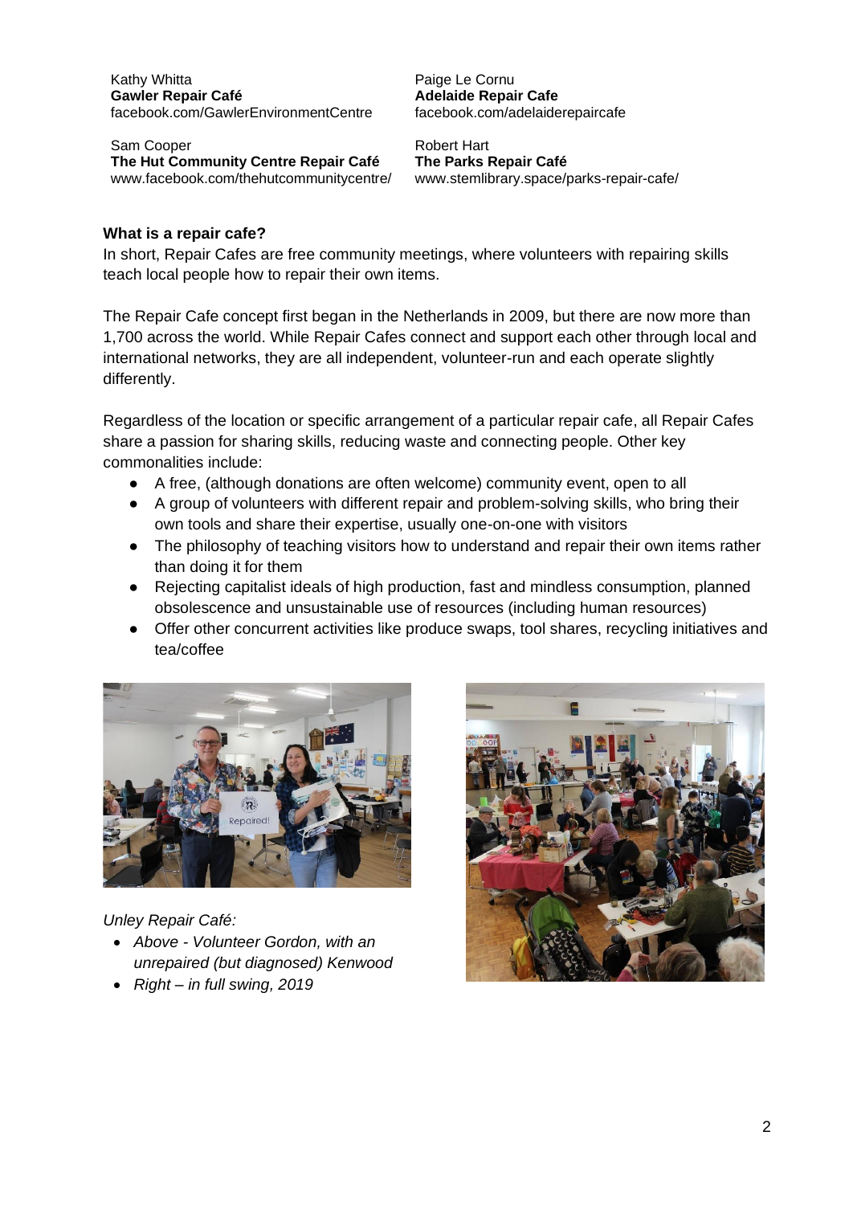Kathy Whitta
**Gawler Repair Café**
facebook.com/GawlerEnvironmentCentre

Paige Le Cornu
**Adelaide Repair Cafe**
facebook.com/adelaiderepaircafe

Sam Cooper
**The Hut Community Centre Repair Café**
www.facebook.com/thehutcommunitycentre/

Robert Hart
**The Parks Repair Café**
www.stemlibrary.space/parks-repair-cafe/

**What is a repair cafe?**

In short, Repair Cafes are free community meetings, where volunteers with repairing skills teach local people how to repair their own items.

The Repair Cafe concept first began in the Netherlands in 2009, but there are now more than 1,700 across the world. While Repair Cafes connect and support each other through local and international networks, they are all independent, volunteer-run and each operate slightly differently.

Regardless of the location or specific arrangement of a particular repair cafe, all Repair Cafes share a passion for sharing skills, reducing waste and connecting people. Other key commonalities include:

- A free, (although donations are often welcome) community event, open to all
- A group of volunteers with different repair and problem-solving skills, who bring their own tools and share their expertise, usually one-on-one with visitors
- The philosophy of teaching visitors how to understand and repair their own items rather than doing it for them
- Rejecting capitalist ideals of high production, fast and mindless consumption, planned obsolescence and unsustainable use of resources (including human resources)
- Offer other concurrent activities like produce swaps, tool shares, recycling initiatives and tea/coffee

*Unley Repair Café:*

- *Above - Volunteer Gordon, with an unrepaired (but diagnosed) Kenwood*
- *Right – in full swing, 2019*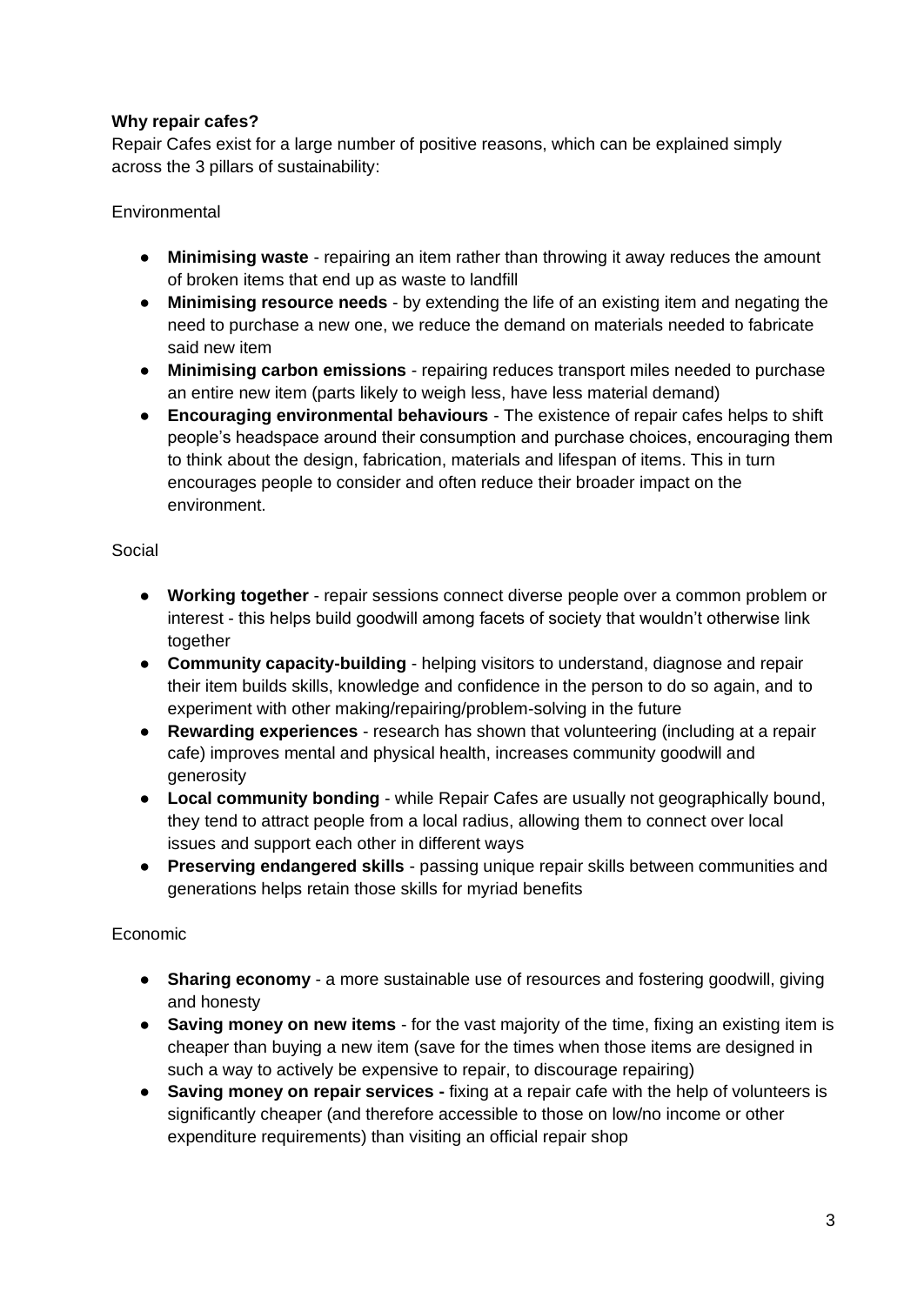**Why repair cafes?**

Repair Cafes exist for a large number of positive reasons, which can be explained simply across the 3 pillars of sustainability:

Environmental

- **Minimising waste** - repairing an item rather than throwing it away reduces the amount of broken items that end up as waste to landfill
- **Minimising resource needs** - by extending the life of an existing item and negating the need to purchase a new one, we reduce the demand on materials needed to fabricate said new item
- **Minimising carbon emissions** - repairing reduces transport miles needed to purchase an entire new item (parts likely to weigh less, have less material demand)
- **Encouraging environmental behaviours** - The existence of repair cafes helps to shift people's headspace around their consumption and purchase choices, encouraging them to think about the design, fabrication, materials and lifespan of items. This in turn encourages people to consider and often reduce their broader impact on the environment.

Social

- **Working together** - repair sessions connect diverse people over a common problem or interest - this helps build goodwill among facets of society that wouldn't otherwise link together
- **Community capacity-building** - helping visitors to understand, diagnose and repair their item builds skills, knowledge and confidence in the person to do so again, and to experiment with other making/repairing/problem-solving in the future
- **Rewarding experiences** - research has shown that volunteering (including at a repair cafe) improves mental and physical health, increases community goodwill and generosity
- **Local community bonding** - while Repair Cafes are usually not geographically bound, they tend to attract people from a local radius, allowing them to connect over local issues and support each other in different ways
- **Preserving endangered skills** - passing unique repair skills between communities and generations helps retain those skills for myriad benefits

Economic

- **Sharing economy** - a more sustainable use of resources and fostering goodwill, giving and honesty
- **Saving money on new items** - for the vast majority of the time, fixing an existing item is cheaper than buying a new item (save for the times when those items are designed in such a way to actively be expensive to repair, to discourage repairing)
- **Saving money on repair services -** fixing at a repair cafe with the help of volunteers is significantly cheaper (and therefore accessible to those on low/no income or other expenditure requirements) than visiting an official repair shop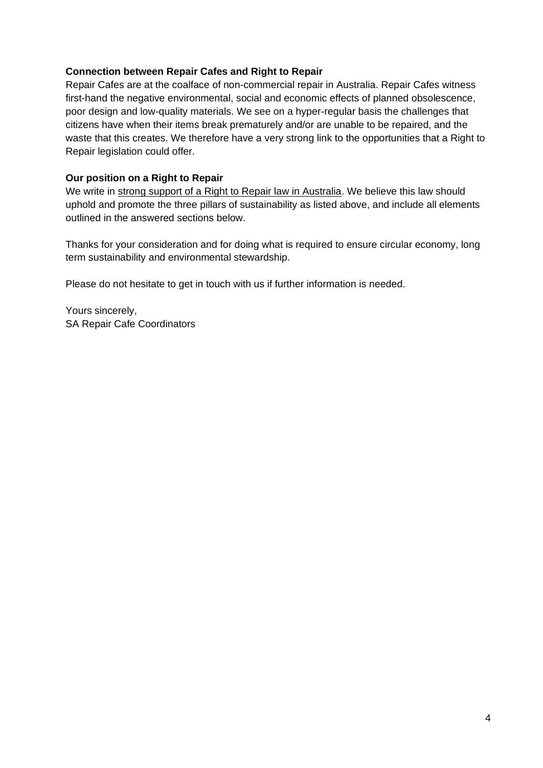**Connection between Repair Cafes and Right to Repair**

Repair Cafes are at the coalface of non-commercial repair in Australia. Repair Cafes witness first-hand the negative environmental, social and economic effects of planned obsolescence, poor design and low-quality materials. We see on a hyper-regular basis the challenges that citizens have when their items break prematurely and/or are unable to be repaired, and the waste that this creates. We therefore have a very strong link to the opportunities that a Right to Repair legislation could offer.

**Our position on a Right to Repair**

We write in strong support of a Right to Repair law in Australia. We believe this law should uphold and promote the three pillars of sustainability as listed above, and include all elements outlined in the answered sections below.

Thanks for your consideration and for doing what is required to ensure circular economy, long term sustainability and environmental stewardship.

Please do not hesitate to get in touch with us if further information is needed.

Yours sincerely,
SA Repair Cafe Coordinators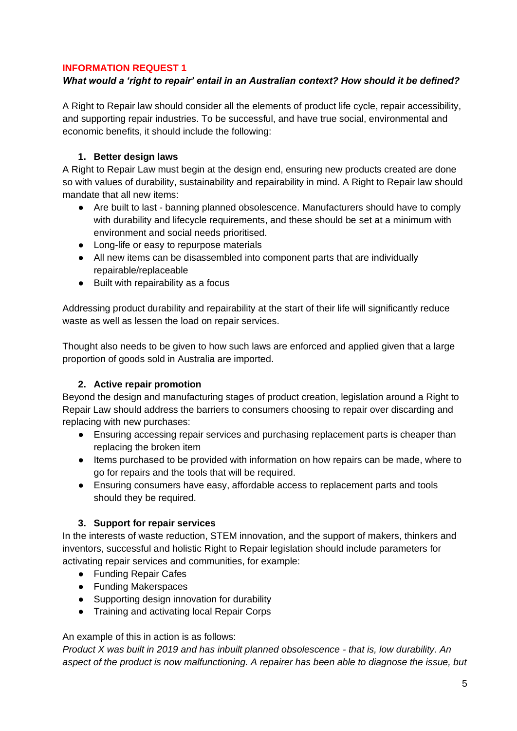## INFORMATION REQUEST 1

***What would a 'right to repair' entail in an Australian context? How should it be defined?***

A Right to Repair law should consider all the elements of product life cycle, repair accessibility, and supporting repair industries. To be successful, and have true social, environmental and economic benefits, it should include the following:

### 1. Better design laws

A Right to Repair Law must begin at the design end, ensuring new products created are done so with values of durability, sustainability and repairability in mind. A Right to Repair law should mandate that all new items:

- Are built to last - banning planned obsolescence. Manufacturers should have to comply with durability and lifecycle requirements, and these should be set at a minimum with environment and social needs prioritised.
- Long-life or easy to repurpose materials
- All new items can be disassembled into component parts that are individually repairable/replaceable
- Built with repairability as a focus

Addressing product durability and repairability at the start of their life will significantly reduce waste as well as lessen the load on repair services.

Thought also needs to be given to how such laws are enforced and applied given that a large proportion of goods sold in Australia are imported.

### 2. Active repair promotion

Beyond the design and manufacturing stages of product creation, legislation around a Right to Repair Law should address the barriers to consumers choosing to repair over discarding and replacing with new purchases:

- Ensuring accessing repair services and purchasing replacement parts is cheaper than replacing the broken item
- Items purchased to be provided with information on how repairs can be made, where to go for repairs and the tools that will be required.
- Ensuring consumers have easy, affordable access to replacement parts and tools should they be required.

### 3. Support for repair services

In the interests of waste reduction, STEM innovation, and the support of makers, thinkers and inventors, successful and holistic Right to Repair legislation should include parameters for activating repair services and communities, for example:

- Funding Repair Cafes
- Funding Makerspaces
- Supporting design innovation for durability
- Training and activating local Repair Corps

An example of this in action is as follows:

*Product X was built in 2019 and has inbuilt planned obsolescence - that is, low durability. An aspect of the product is now malfunctioning. A repairer has been able to diagnose the issue, but*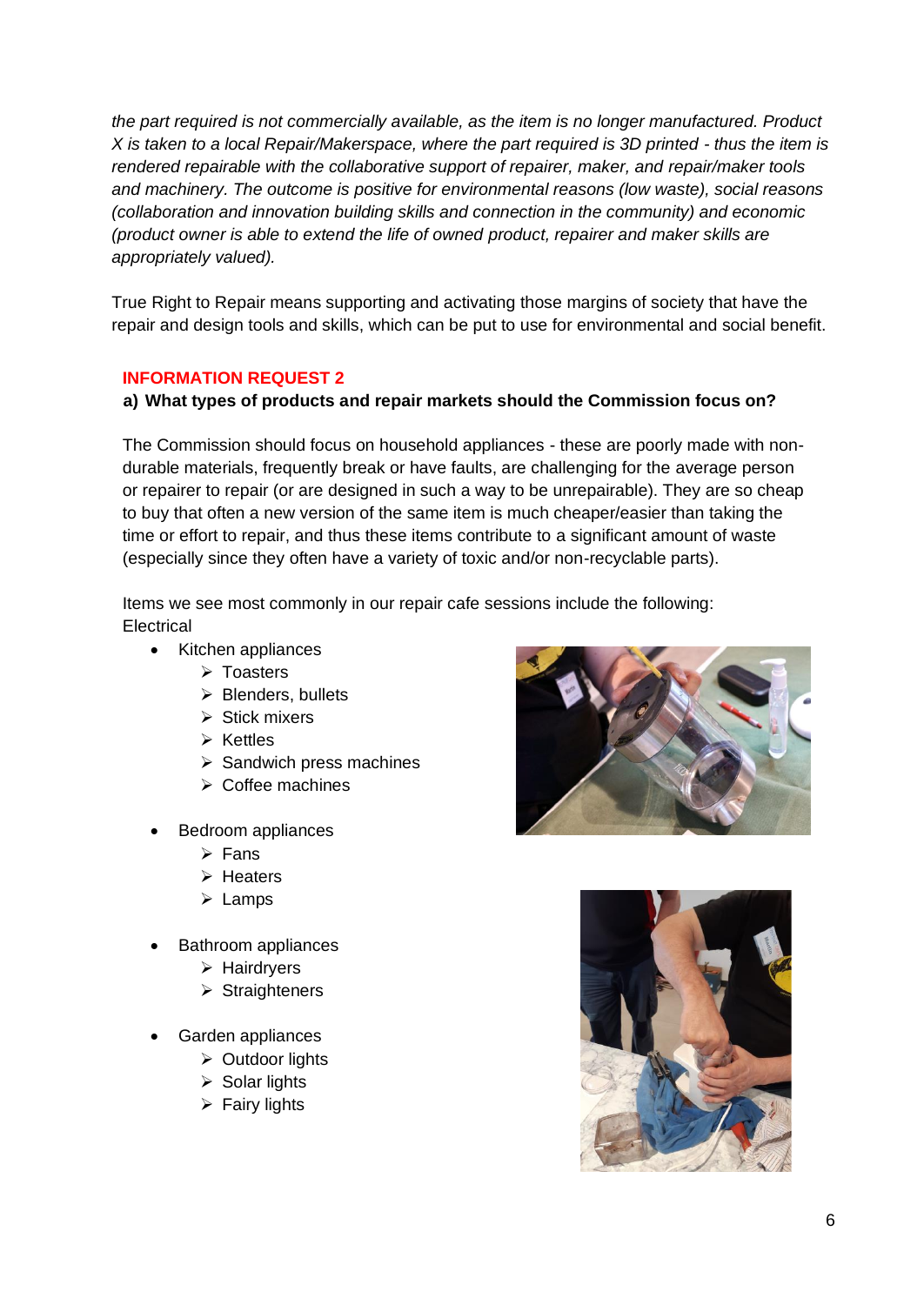*the part required is not commercially available, as the item is no longer manufactured. Product X is taken to a local Repair/Makerspace, where the part required is 3D printed - thus the item is rendered repairable with the collaborative support of repairer, maker, and repair/maker tools and machinery. The outcome is positive for environmental reasons (low waste), social reasons (collaboration and innovation building skills and connection in the community) and economic (product owner is able to extend the life of owned product, repairer and maker skills are appropriately valued).*

True Right to Repair means supporting and activating those margins of society that have the repair and design tools and skills, which can be put to use for environmental and social benefit.

## INFORMATION REQUEST 2

**a) What types of products and repair markets should the Commission focus on?**

The Commission should focus on household appliances - these are poorly made with non-durable materials, frequently break or have faults, are challenging for the average person or repairer to repair (or are designed in such a way to be unrepairable). They are so cheap to buy that often a new version of the same item is much cheaper/easier than taking the time or effort to repair, and thus these items contribute to a significant amount of waste (especially since they often have a variety of toxic and/or non-recyclable parts).

Items we see most commonly in our repair cafe sessions include the following:
Electrical

- Kitchen appliances
  - Toasters
  - Blenders, bullets
  - Stick mixers
  - Kettles
  - Sandwich press machines
  - Coffee machines
- Bedroom appliances
  - Fans
  - Heaters
  - Lamps
- Bathroom appliances
  - Hairdryers
  - Straighteners
- Garden appliances
  - Outdoor lights
  - Solar lights
  - Fairy lights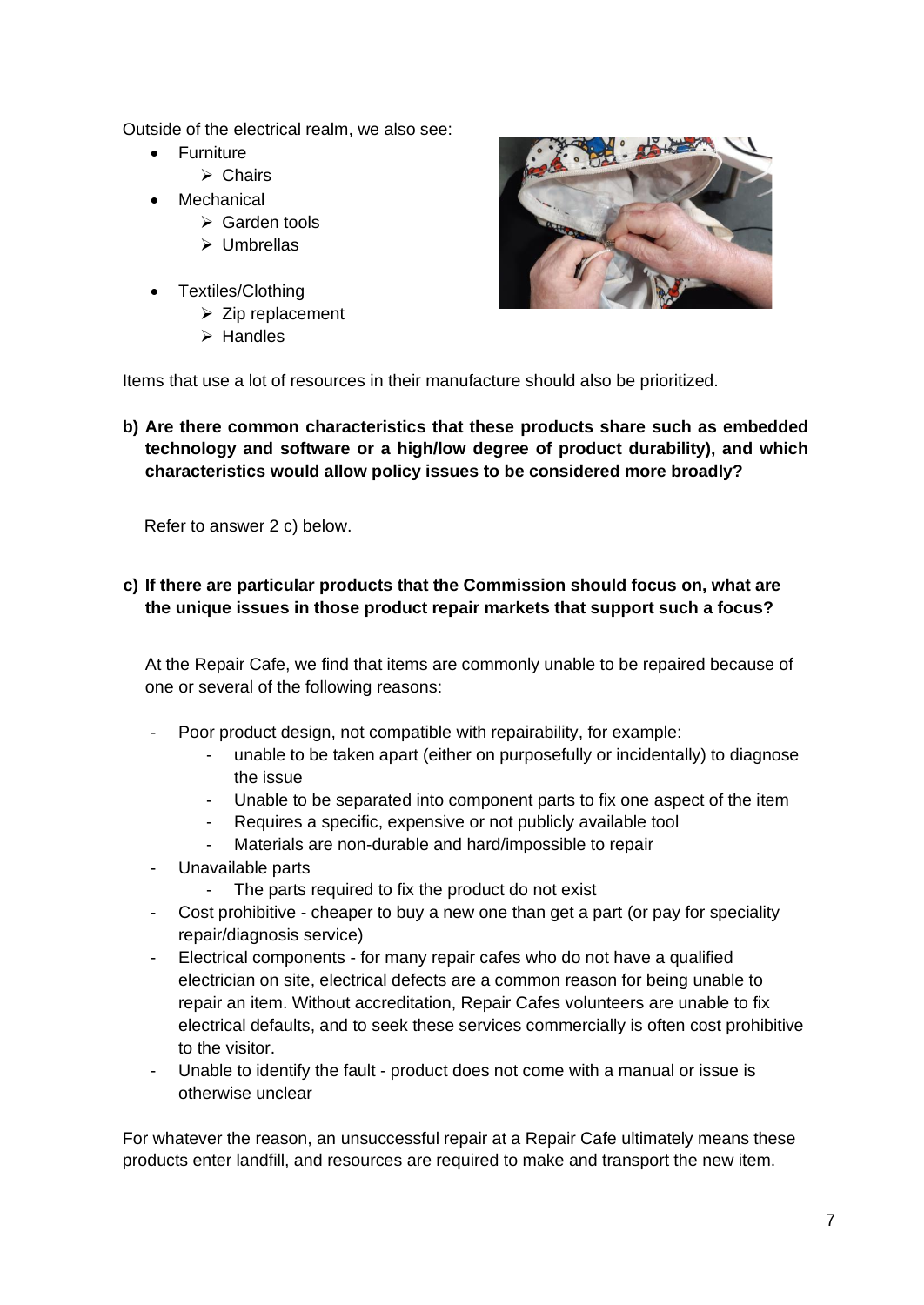Outside of the electrical realm, we also see:

- Furniture
  - Chairs
- Mechanical
  - Garden tools
  - Umbrellas
- Textiles/Clothing
  - Zip replacement
  - Handles

Items that use a lot of resources in their manufacture should also be prioritized.

**b) Are there common characteristics that these products share such as embedded technology and software or a high/low degree of product durability), and which characteristics would allow policy issues to be considered more broadly?**

Refer to answer 2 c) below.

**c) If there are particular products that the Commission should focus on, what are the unique issues in those product repair markets that support such a focus?**

At the Repair Cafe, we find that items are commonly unable to be repaired because of one or several of the following reasons:

- Poor product design, not compatible with repairability, for example:
  - unable to be taken apart (either on purposefully or incidentally) to diagnose the issue
  - Unable to be separated into component parts to fix one aspect of the item
  - Requires a specific, expensive or not publicly available tool
  - Materials are non-durable and hard/impossible to repair
- Unavailable parts
  - The parts required to fix the product do not exist
- Cost prohibitive - cheaper to buy a new one than get a part (or pay for speciality repair/diagnosis service)
- Electrical components - for many repair cafes who do not have a qualified electrician on site, electrical defects are a common reason for being unable to repair an item. Without accreditation, Repair Cafes volunteers are unable to fix electrical defaults, and to seek these services commercially is often cost prohibitive to the visitor.
- Unable to identify the fault - product does not come with a manual or issue is otherwise unclear

For whatever the reason, an unsuccessful repair at a Repair Cafe ultimately means these products enter landfill, and resources are required to make and transport the new item.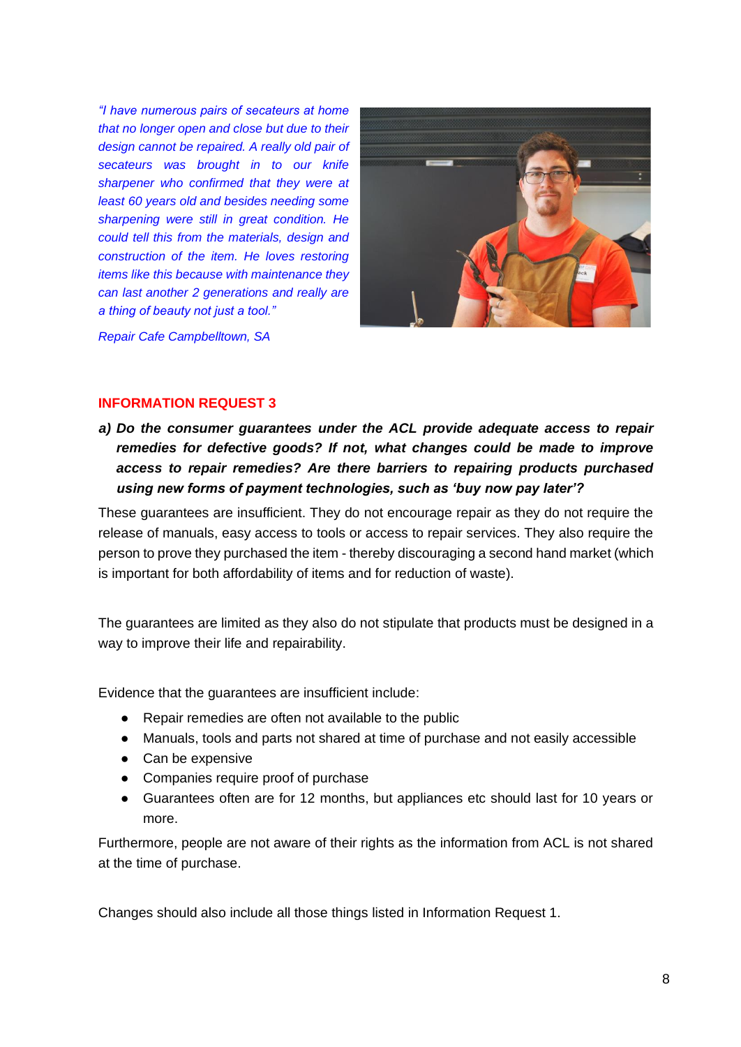*"I have numerous pairs of secateurs at home that no longer open and close but due to their design cannot be repaired. A really old pair of secateurs was brought in to our knife sharpener who confirmed that they were at least 60 years old and besides needing some sharpening were still in great condition. He could tell this from the materials, design and construction of the item. He loves restoring items like this because with maintenance they can last another 2 generations and really are a thing of beauty not just a tool."*

*Repair Cafe Campbelltown, SA*

## INFORMATION REQUEST 3

***a) Do the consumer guarantees under the ACL provide adequate access to repair remedies for defective goods? If not, what changes could be made to improve access to repair remedies? Are there barriers to repairing products purchased using new forms of payment technologies, such as 'buy now pay later'?***

These guarantees are insufficient. They do not encourage repair as they do not require the release of manuals, easy access to tools or access to repair services. They also require the person to prove they purchased the item - thereby discouraging a second hand market (which is important for both affordability of items and for reduction of waste).

The guarantees are limited as they also do not stipulate that products must be designed in a way to improve their life and repairability.

Evidence that the guarantees are insufficient include:

- Repair remedies are often not available to the public
- Manuals, tools and parts not shared at time of purchase and not easily accessible
- Can be expensive
- Companies require proof of purchase
- Guarantees often are for 12 months, but appliances etc should last for 10 years or more.

Furthermore, people are not aware of their rights as the information from ACL is not shared at the time of purchase.

Changes should also include all those things listed in Information Request 1.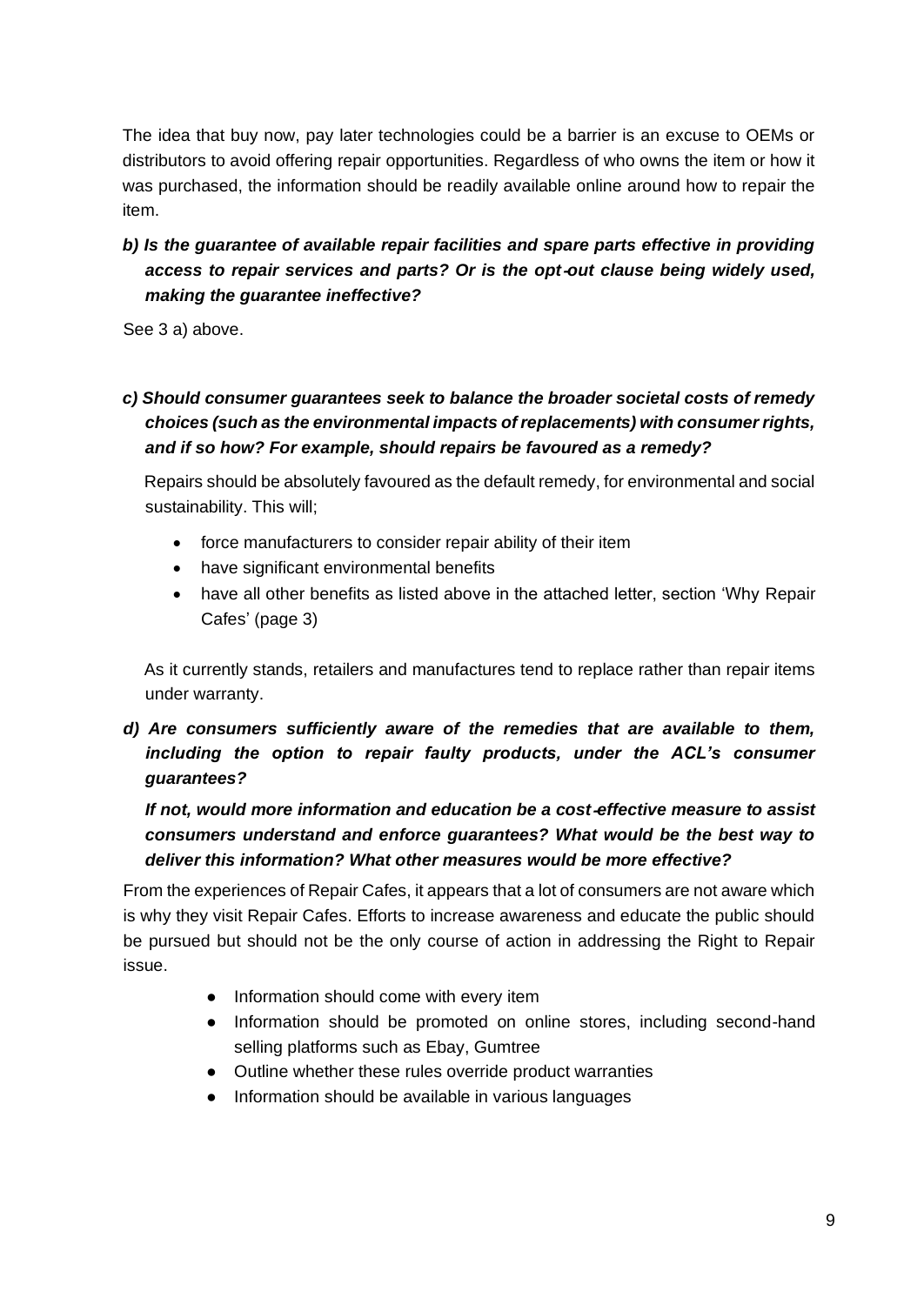The idea that buy now, pay later technologies could be a barrier is an excuse to OEMs or distributors to avoid offering repair opportunities. Regardless of who owns the item or how it was purchased, the information should be readily available online around how to repair the item.

***b) Is the guarantee of available repair facilities and spare parts effective in providing access to repair services and parts? Or is the opt-out clause being widely used, making the guarantee ineffective?***

See 3 a) above.

***c) Should consumer guarantees seek to balance the broader societal costs of remedy choices (such as the environmental impacts of replacements) with consumer rights, and if so how? For example, should repairs be favoured as a remedy?***

Repairs should be absolutely favoured as the default remedy, for environmental and social sustainability. This will;

- force manufacturers to consider repair ability of their item
- have significant environmental benefits
- have all other benefits as listed above in the attached letter, section 'Why Repair Cafes' (page 3)

As it currently stands, retailers and manufactures tend to replace rather than repair items under warranty.

***d) Are consumers sufficiently aware of the remedies that are available to them, including the option to repair faulty products, under the ACL's consumer guarantees?***

***If not, would more information and education be a cost-effective measure to assist consumers understand and enforce guarantees? What would be the best way to deliver this information? What other measures would be more effective?***

From the experiences of Repair Cafes, it appears that a lot of consumers are not aware which is why they visit Repair Cafes. Efforts to increase awareness and educate the public should be pursued but should not be the only course of action in addressing the Right to Repair issue.

- Information should come with every item
- Information should be promoted on online stores, including second-hand selling platforms such as Ebay, Gumtree
- Outline whether these rules override product warranties
- Information should be available in various languages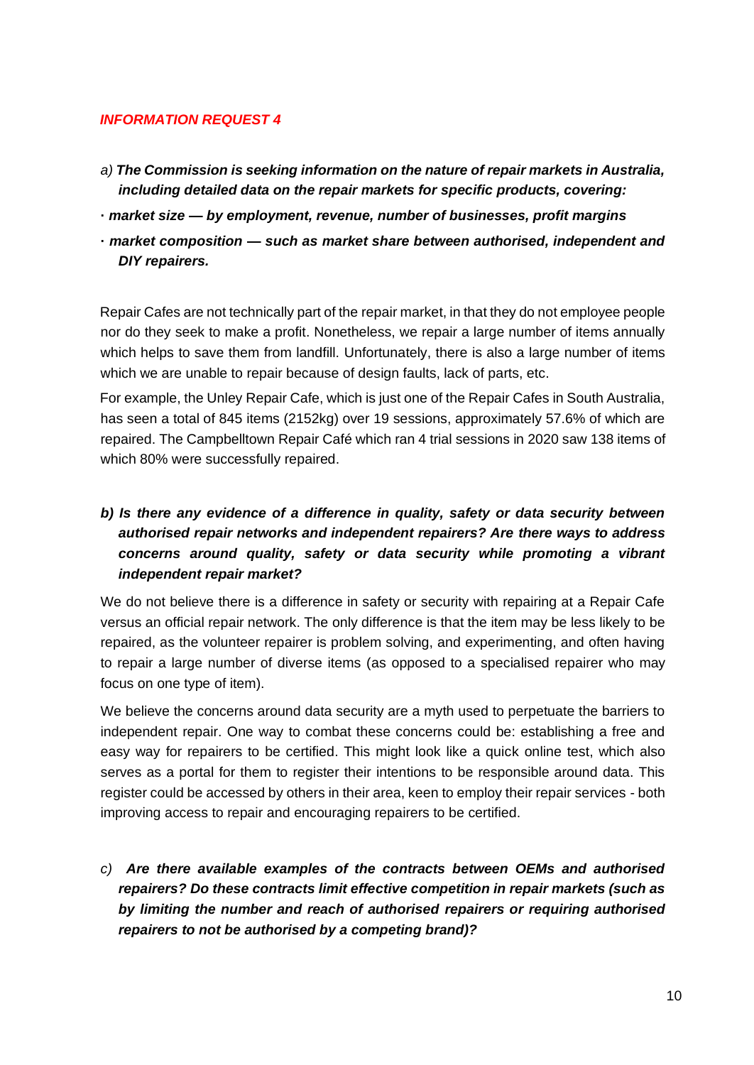*INFORMATION REQUEST 4*

*a)* ***The Commission is seeking information on the nature of repair markets in Australia, including detailed data on the repair markets for specific products, covering:***

- ***market size — by employment, revenue, number of businesses, profit margins***
- ***market composition — such as market share between authorised, independent and DIY repairers.***

Repair Cafes are not technically part of the repair market, in that they do not employee people nor do they seek to make a profit. Nonetheless, we repair a large number of items annually which helps to save them from landfill. Unfortunately, there is also a large number of items which we are unable to repair because of design faults, lack of parts, etc.

For example, the Unley Repair Cafe, which is just one of the Repair Cafes in South Australia, has seen a total of 845 items (2152kg) over 19 sessions, approximately 57.6% of which are repaired. The Campbelltown Repair Café which ran 4 trial sessions in 2020 saw 138 items of which 80% were successfully repaired.

***b) Is there any evidence of a difference in quality, safety or data security between authorised repair networks and independent repairers? Are there ways to address concerns around quality, safety or data security while promoting a vibrant independent repair market?***

We do not believe there is a difference in safety or security with repairing at a Repair Cafe versus an official repair network. The only difference is that the item may be less likely to be repaired, as the volunteer repairer is problem solving, and experimenting, and often having to repair a large number of diverse items (as opposed to a specialised repairer who may focus on one type of item).

We believe the concerns around data security are a myth used to perpetuate the barriers to independent repair. One way to combat these concerns could be: establishing a free and easy way for repairers to be certified. This might look like a quick online test, which also serves as a portal for them to register their intentions to be responsible around data. This register could be accessed by others in their area, keen to employ their repair services - both improving access to repair and encouraging repairers to be certified.

*c)* ***Are there available examples of the contracts between OEMs and authorised repairers? Do these contracts limit effective competition in repair markets (such as by limiting the number and reach of authorised repairers or requiring authorised repairers to not be authorised by a competing brand)?***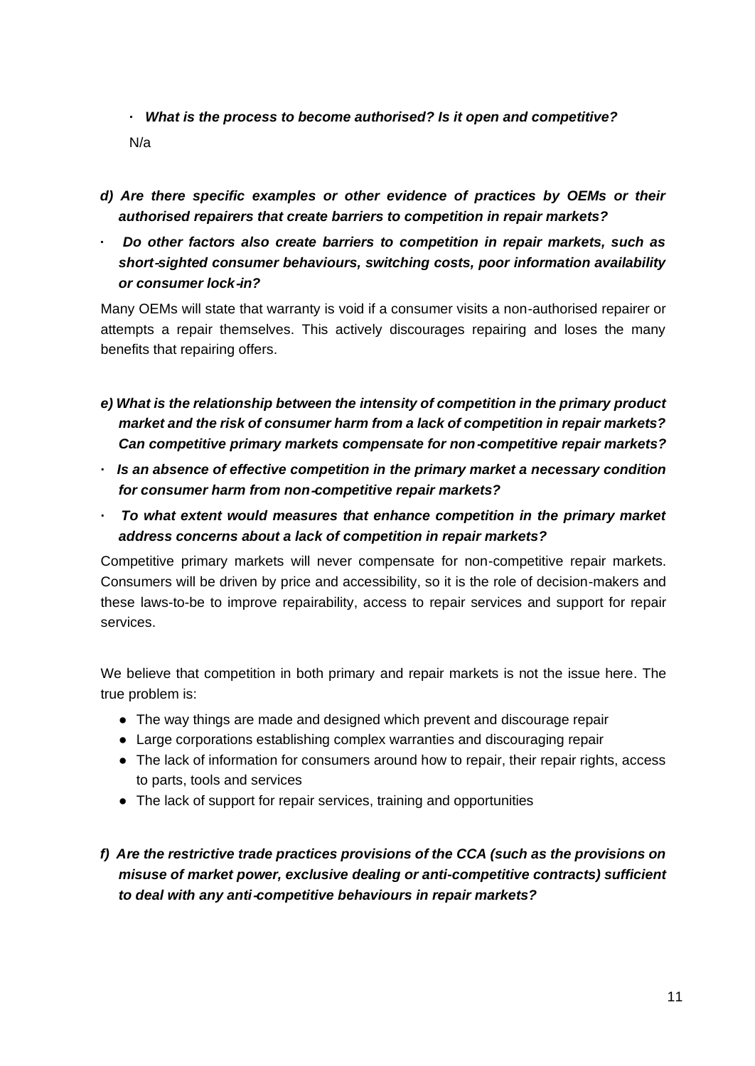- ***What is the process to become authorised? Is it open and competitive?***

  N/a

***d) Are there specific examples or other evidence of practices by OEMs or their authorised repairers that create barriers to competition in repair markets?***

- ***Do other factors also create barriers to competition in repair markets, such as short-sighted consumer behaviours, switching costs, poor information availability or consumer lock-in?***

Many OEMs will state that warranty is void if a consumer visits a non-authorised repairer or attempts a repair themselves. This actively discourages repairing and loses the many benefits that repairing offers.

***e) What is the relationship between the intensity of competition in the primary product market and the risk of consumer harm from a lack of competition in repair markets? Can competitive primary markets compensate for non-competitive repair markets?***

- ***Is an absence of effective competition in the primary market a necessary condition for consumer harm from non-competitive repair markets?***
- ***To what extent would measures that enhance competition in the primary market address concerns about a lack of competition in repair markets?***

Competitive primary markets will never compensate for non-competitive repair markets. Consumers will be driven by price and accessibility, so it is the role of decision-makers and these laws-to-be to improve repairability, access to repair services and support for repair services.

We believe that competition in both primary and repair markets is not the issue here. The true problem is:

- The way things are made and designed which prevent and discourage repair
- Large corporations establishing complex warranties and discouraging repair
- The lack of information for consumers around how to repair, their repair rights, access to parts, tools and services
- The lack of support for repair services, training and opportunities

***f) Are the restrictive trade practices provisions of the CCA (such as the provisions on misuse of market power, exclusive dealing or anti-competitive contracts) sufficient to deal with any anti-competitive behaviours in repair markets?***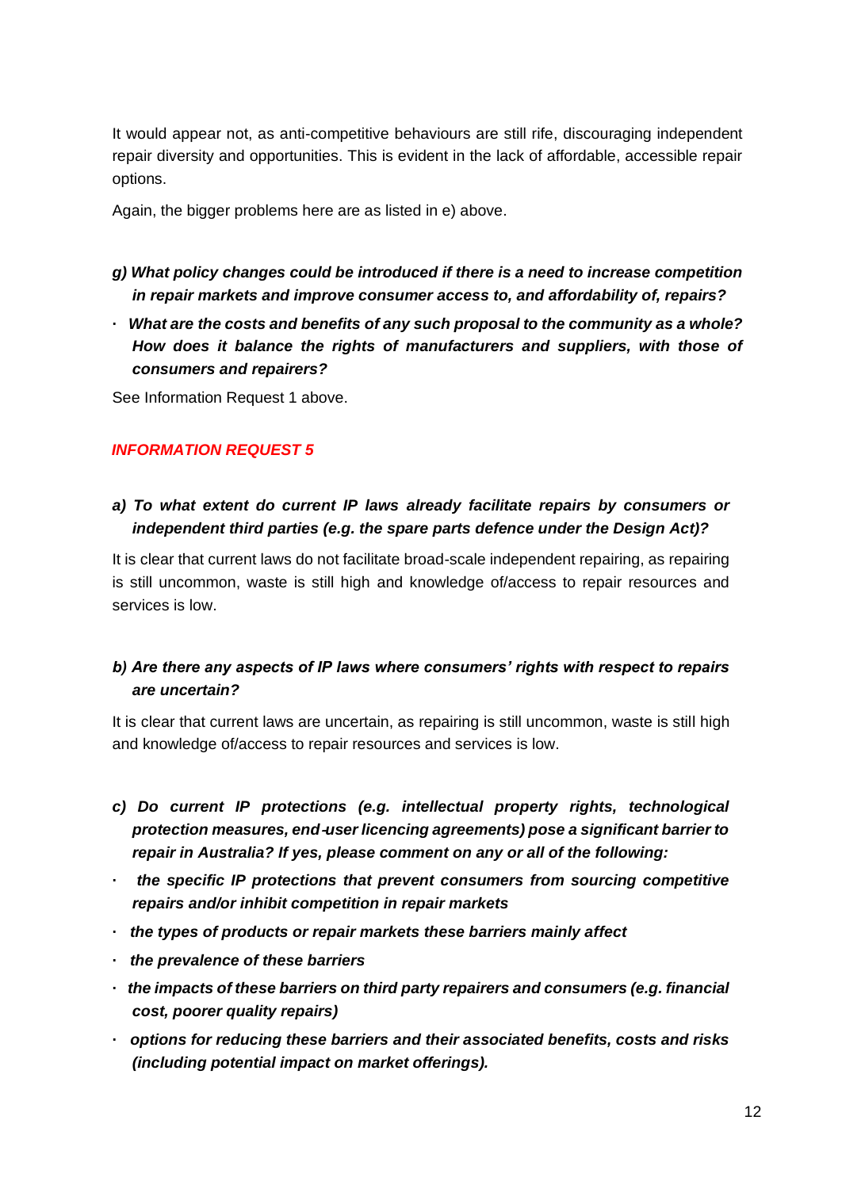It would appear not, as anti-competitive behaviours are still rife, discouraging independent repair diversity and opportunities. This is evident in the lack of affordable, accessible repair options.

Again, the bigger problems here are as listed in e) above.

***g) What policy changes could be introduced if there is a need to increase competition in repair markets and improve consumer access to, and affordability of, repairs?***

- ***What are the costs and benefits of any such proposal to the community as a whole? How does it balance the rights of manufacturers and suppliers, with those of consumers and repairers?***

See Information Request 1 above.

### *INFORMATION REQUEST 5*

***a) To what extent do current IP laws already facilitate repairs by consumers or independent third parties (e.g. the spare parts defence under the Design Act)?***

It is clear that current laws do not facilitate broad-scale independent repairing, as repairing is still uncommon, waste is still high and knowledge of/access to repair resources and services is low.

***b) Are there any aspects of IP laws where consumers' rights with respect to repairs are uncertain?***

It is clear that current laws are uncertain, as repairing is still uncommon, waste is still high and knowledge of/access to repair resources and services is low.

***c) Do current IP protections (e.g. intellectual property rights, technological protection measures, end-user licencing agreements) pose a significant barrier to repair in Australia? If yes, please comment on any or all of the following:***

- ***the specific IP protections that prevent consumers from sourcing competitive repairs and/or inhibit competition in repair markets***
- ***the types of products or repair markets these barriers mainly affect***
- ***the prevalence of these barriers***
- ***the impacts of these barriers on third party repairers and consumers (e.g. financial cost, poorer quality repairs)***
- ***options for reducing these barriers and their associated benefits, costs and risks (including potential impact on market offerings).***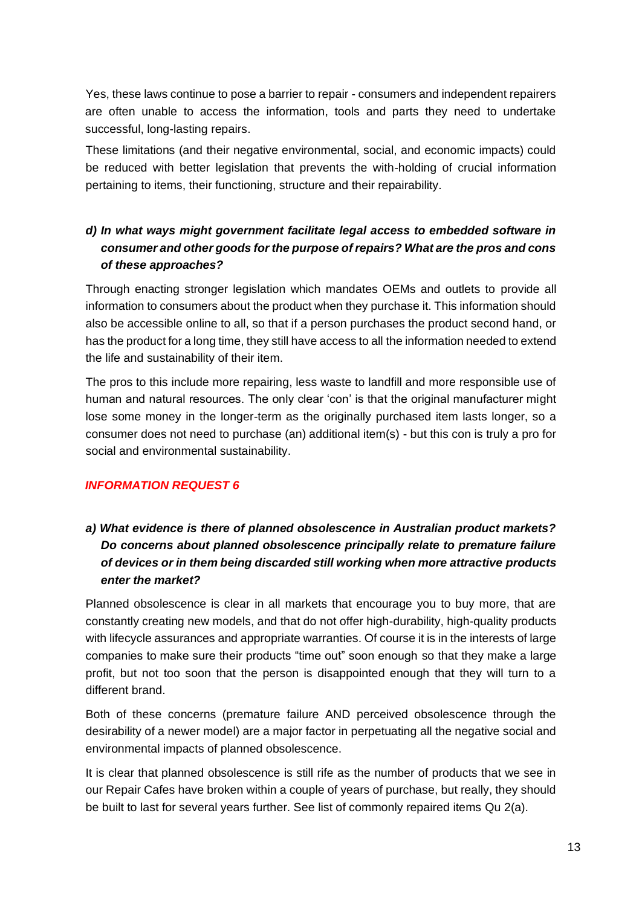Yes, these laws continue to pose a barrier to repair - consumers and independent repairers are often unable to access the information, tools and parts they need to undertake successful, long-lasting repairs.

These limitations (and their negative environmental, social, and economic impacts) could be reduced with better legislation that prevents the with-holding of crucial information pertaining to items, their functioning, structure and their repairability.

***d) In what ways might government facilitate legal access to embedded software in consumer and other goods for the purpose of repairs? What are the pros and cons of these approaches?***

Through enacting stronger legislation which mandates OEMs and outlets to provide all information to consumers about the product when they purchase it. This information should also be accessible online to all, so that if a person purchases the product second hand, or has the product for a long time, they still have access to all the information needed to extend the life and sustainability of their item.

The pros to this include more repairing, less waste to landfill and more responsible use of human and natural resources. The only clear 'con' is that the original manufacturer might lose some money in the longer-term as the originally purchased item lasts longer, so a consumer does not need to purchase (an) additional item(s) - but this con is truly a pro for social and environmental sustainability.

### ***INFORMATION REQUEST 6***

***a) What evidence is there of planned obsolescence in Australian product markets? Do concerns about planned obsolescence principally relate to premature failure of devices or in them being discarded still working when more attractive products enter the market?***

Planned obsolescence is clear in all markets that encourage you to buy more, that are constantly creating new models, and that do not offer high-durability, high-quality products with lifecycle assurances and appropriate warranties. Of course it is in the interests of large companies to make sure their products "time out" soon enough so that they make a large profit, but not too soon that the person is disappointed enough that they will turn to a different brand.

Both of these concerns (premature failure AND perceived obsolescence through the desirability of a newer model) are a major factor in perpetuating all the negative social and environmental impacts of planned obsolescence.

It is clear that planned obsolescence is still rife as the number of products that we see in our Repair Cafes have broken within a couple of years of purchase, but really, they should be built to last for several years further. See list of commonly repaired items Qu 2(a).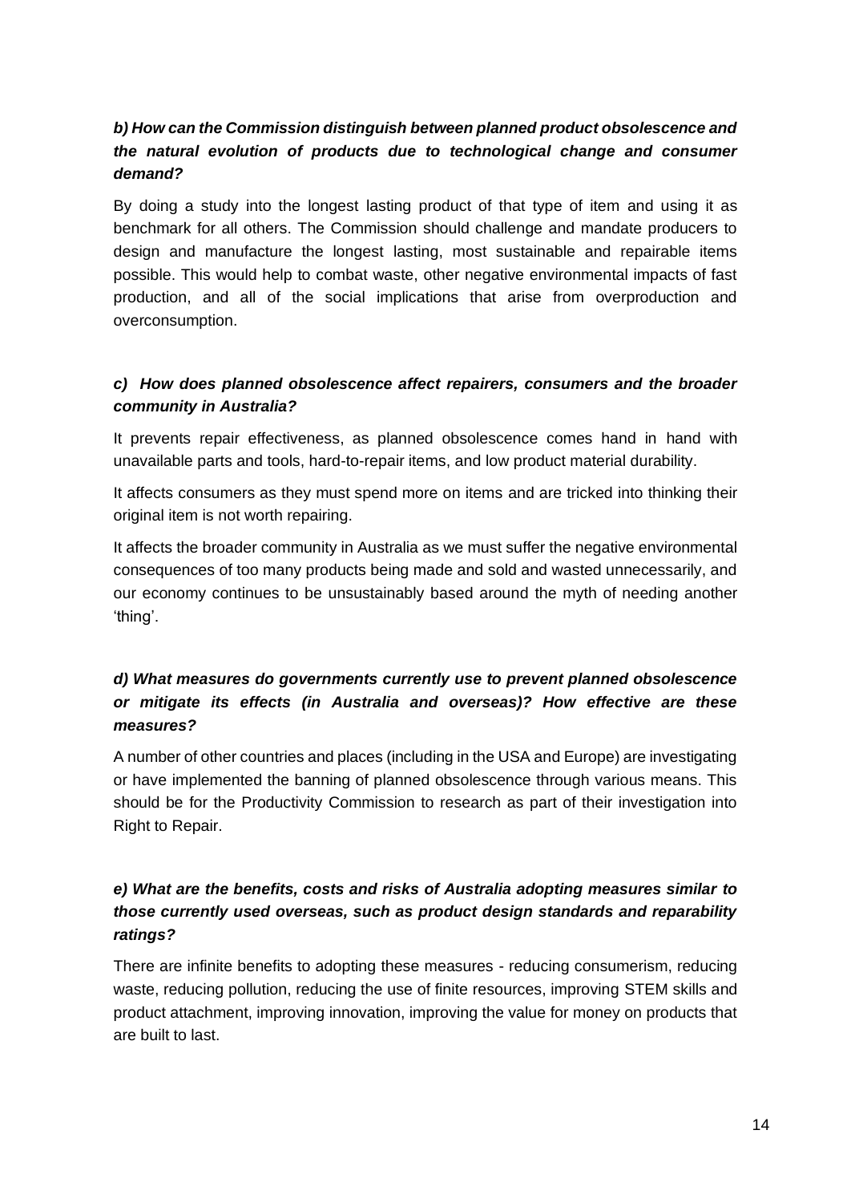***b) How can the Commission distinguish between planned product obsolescence and the natural evolution of products due to technological change and consumer demand?***

By doing a study into the longest lasting product of that type of item and using it as benchmark for all others. The Commission should challenge and mandate producers to design and manufacture the longest lasting, most sustainable and repairable items possible. This would help to combat waste, other negative environmental impacts of fast production, and all of the social implications that arise from overproduction and overconsumption.

***c) How does planned obsolescence affect repairers, consumers and the broader community in Australia?***

It prevents repair effectiveness, as planned obsolescence comes hand in hand with unavailable parts and tools, hard-to-repair items, and low product material durability.

It affects consumers as they must spend more on items and are tricked into thinking their original item is not worth repairing.

It affects the broader community in Australia as we must suffer the negative environmental consequences of too many products being made and sold and wasted unnecessarily, and our economy continues to be unsustainably based around the myth of needing another 'thing'.

***d) What measures do governments currently use to prevent planned obsolescence or mitigate its effects (in Australia and overseas)? How effective are these measures?***

A number of other countries and places (including in the USA and Europe) are investigating or have implemented the banning of planned obsolescence through various means. This should be for the Productivity Commission to research as part of their investigation into Right to Repair.

***e) What are the benefits, costs and risks of Australia adopting measures similar to those currently used overseas, such as product design standards and reparability ratings?***

There are infinite benefits to adopting these measures - reducing consumerism, reducing waste, reducing pollution, reducing the use of finite resources, improving STEM skills and product attachment, improving innovation, improving the value for money on products that are built to last.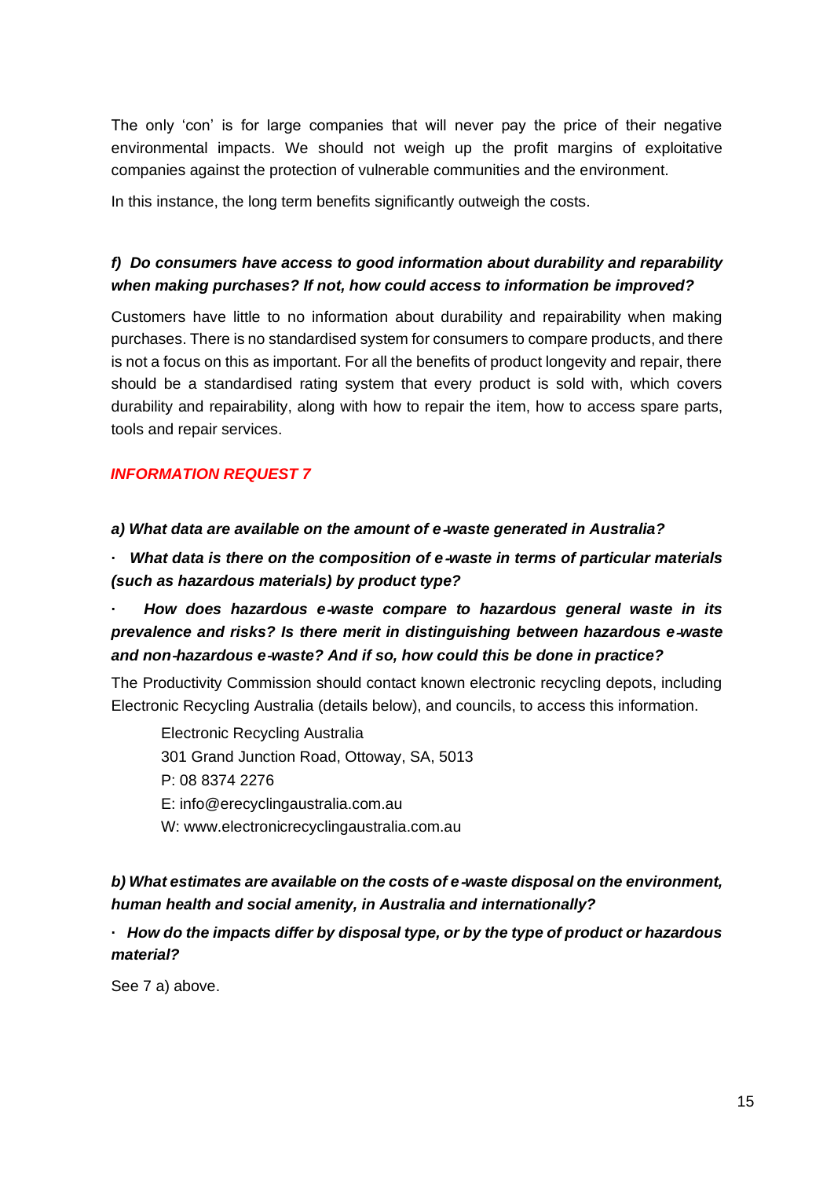The only 'con' is for large companies that will never pay the price of their negative environmental impacts. We should not weigh up the profit margins of exploitative companies against the protection of vulnerable communities and the environment.

In this instance, the long term benefits significantly outweigh the costs.

***f) Do consumers have access to good information about durability and reparability when making purchases? If not, how could access to information be improved?***

Customers have little to no information about durability and repairability when making purchases. There is no standardised system for consumers to compare products, and there is not a focus on this as important. For all the benefits of product longevity and repair, there should be a standardised rating system that every product is sold with, which covers durability and repairability, along with how to repair the item, how to access spare parts, tools and repair services.

### *INFORMATION REQUEST 7*

***a) What data are available on the amount of e-waste generated in Australia?***

- ***What data is there on the composition of e-waste in terms of particular materials (such as hazardous materials) by product type?***
- ***How does hazardous e-waste compare to hazardous general waste in its prevalence and risks? Is there merit in distinguishing between hazardous e-waste and non-hazardous e-waste? And if so, how could this be done in practice?***

The Productivity Commission should contact known electronic recycling depots, including Electronic Recycling Australia (details below), and councils, to access this information.

Electronic Recycling Australia
301 Grand Junction Road, Ottoway, SA, 5013
P: 08 8374 2276
E: info@erecyclingaustralia.com.au
W: www.electronicrecyclingaustralia.com.au

***b) What estimates are available on the costs of e-waste disposal on the environment, human health and social amenity, in Australia and internationally?***

- ***How do the impacts differ by disposal type, or by the type of product or hazardous material?***

See 7 a) above.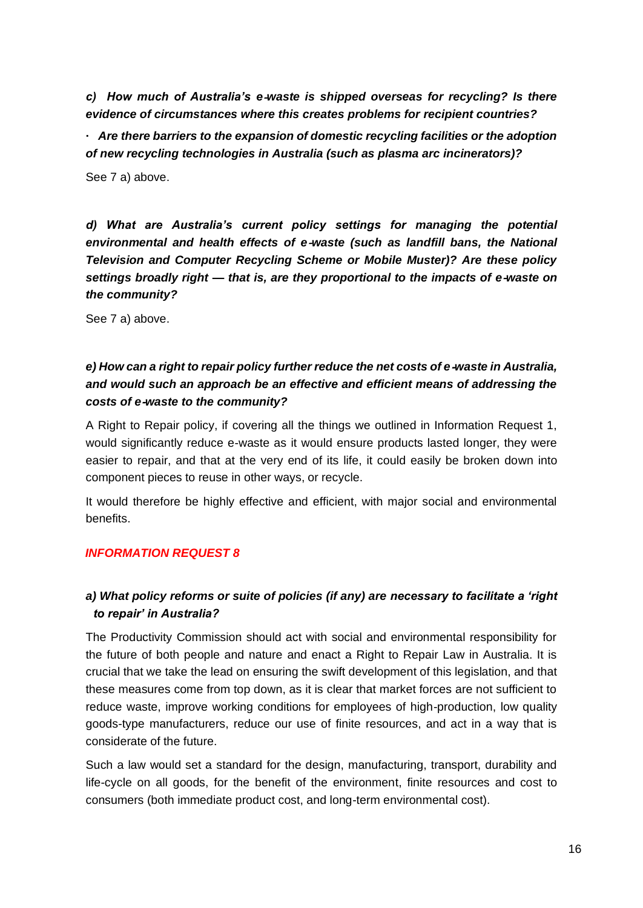***c) How much of Australia's e-waste is shipped overseas for recycling? Is there evidence of circumstances where this creates problems for recipient countries?***

- ***Are there barriers to the expansion of domestic recycling facilities or the adoption of new recycling technologies in Australia (such as plasma arc incinerators)?***

See 7 a) above.

***d) What are Australia's current policy settings for managing the potential environmental and health effects of e-waste (such as landfill bans, the National Television and Computer Recycling Scheme or Mobile Muster)? Are these policy settings broadly right — that is, are they proportional to the impacts of e-waste on the community?***

See 7 a) above.

***e) How can a right to repair policy further reduce the net costs of e-waste in Australia, and would such an approach be an effective and efficient means of addressing the costs of e-waste to the community?***

A Right to Repair policy, if covering all the things we outlined in Information Request 1, would significantly reduce e-waste as it would ensure products lasted longer, they were easier to repair, and that at the very end of its life, it could easily be broken down into component pieces to reuse in other ways, or recycle.

It would therefore be highly effective and efficient, with major social and environmental benefits.

## ***INFORMATION REQUEST 8***

***a) What policy reforms or suite of policies (if any) are necessary to facilitate a 'right to repair' in Australia?***

The Productivity Commission should act with social and environmental responsibility for the future of both people and nature and enact a Right to Repair Law in Australia. It is crucial that we take the lead on ensuring the swift development of this legislation, and that these measures come from top down, as it is clear that market forces are not sufficient to reduce waste, improve working conditions for employees of high-production, low quality goods-type manufacturers, reduce our use of finite resources, and act in a way that is considerate of the future.

Such a law would set a standard for the design, manufacturing, transport, durability and life-cycle on all goods, for the benefit of the environment, finite resources and cost to consumers (both immediate product cost, and long-term environmental cost).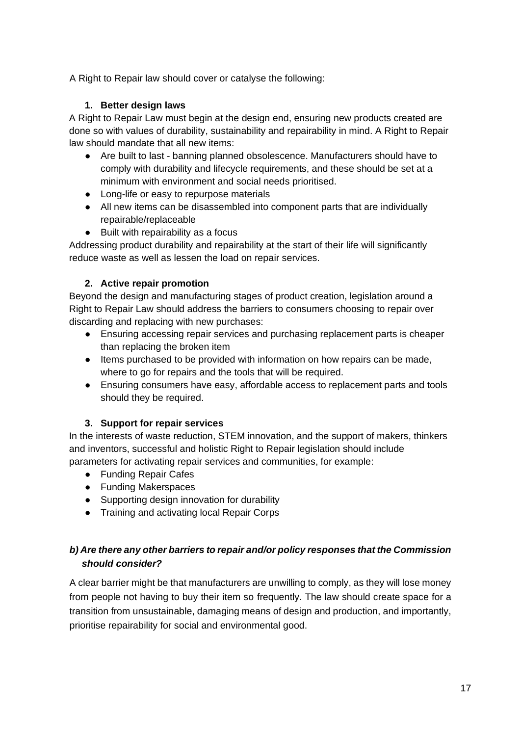A Right to Repair law should cover or catalyse the following:

1. **Better design laws**

A Right to Repair Law must begin at the design end, ensuring new products created are done so with values of durability, sustainability and repairability in mind. A Right to Repair law should mandate that all new items:

- Are built to last - banning planned obsolescence. Manufacturers should have to comply with durability and lifecycle requirements, and these should be set at a minimum with environment and social needs prioritised.
- Long-life or easy to repurpose materials
- All new items can be disassembled into component parts that are individually repairable/replaceable
- Built with repairability as a focus

Addressing product durability and repairability at the start of their life will significantly reduce waste as well as lessen the load on repair services.

2. **Active repair promotion**

Beyond the design and manufacturing stages of product creation, legislation around a Right to Repair Law should address the barriers to consumers choosing to repair over discarding and replacing with new purchases:

- Ensuring accessing repair services and purchasing replacement parts is cheaper than replacing the broken item
- Items purchased to be provided with information on how repairs can be made, where to go for repairs and the tools that will be required.
- Ensuring consumers have easy, affordable access to replacement parts and tools should they be required.

3. **Support for repair services**

In the interests of waste reduction, STEM innovation, and the support of makers, thinkers and inventors, successful and holistic Right to Repair legislation should include parameters for activating repair services and communities, for example:

- Funding Repair Cafes
- Funding Makerspaces
- Supporting design innovation for durability
- Training and activating local Repair Corps

***b) Are there any other barriers to repair and/or policy responses that the Commission should consider?***

A clear barrier might be that manufacturers are unwilling to comply, as they will lose money from people not having to buy their item so frequently. The law should create space for a transition from unsustainable, damaging means of design and production, and importantly, prioritise repairability for social and environmental good.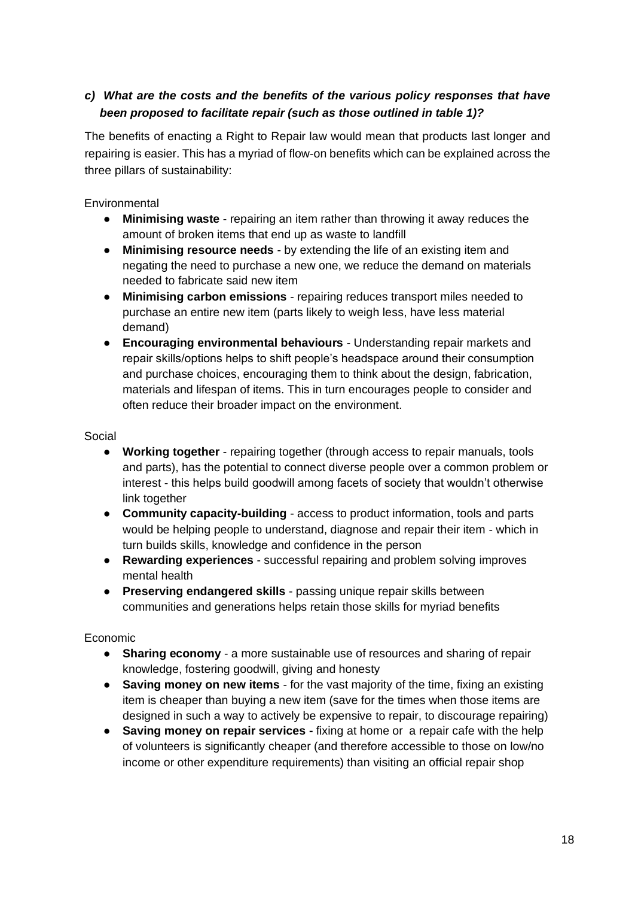### *c) What are the costs and the benefits of the various policy responses that have been proposed to facilitate repair (such as those outlined in table 1)?*

The benefits of enacting a Right to Repair law would mean that products last longer and repairing is easier. This has a myriad of flow-on benefits which can be explained across the three pillars of sustainability:

Environmental

- **Minimising waste** - repairing an item rather than throwing it away reduces the amount of broken items that end up as waste to landfill
- **Minimising resource needs** - by extending the life of an existing item and negating the need to purchase a new one, we reduce the demand on materials needed to fabricate said new item
- **Minimising carbon emissions** - repairing reduces transport miles needed to purchase an entire new item (parts likely to weigh less, have less material demand)
- **Encouraging environmental behaviours** - Understanding repair markets and repair skills/options helps to shift people's headspace around their consumption and purchase choices, encouraging them to think about the design, fabrication, materials and lifespan of items. This in turn encourages people to consider and often reduce their broader impact on the environment.

Social

- **Working together** - repairing together (through access to repair manuals, tools and parts), has the potential to connect diverse people over a common problem or interest - this helps build goodwill among facets of society that wouldn't otherwise link together
- **Community capacity-building** - access to product information, tools and parts would be helping people to understand, diagnose and repair their item - which in turn builds skills, knowledge and confidence in the person
- **Rewarding experiences** - successful repairing and problem solving improves mental health
- **Preserving endangered skills** - passing unique repair skills between communities and generations helps retain those skills for myriad benefits

Economic

- **Sharing economy** - a more sustainable use of resources and sharing of repair knowledge, fostering goodwill, giving and honesty
- **Saving money on new items** - for the vast majority of the time, fixing an existing item is cheaper than buying a new item (save for the times when those items are designed in such a way to actively be expensive to repair, to discourage repairing)
- **Saving money on repair services -** fixing at home or a repair cafe with the help of volunteers is significantly cheaper (and therefore accessible to those on low/no income or other expenditure requirements) than visiting an official repair shop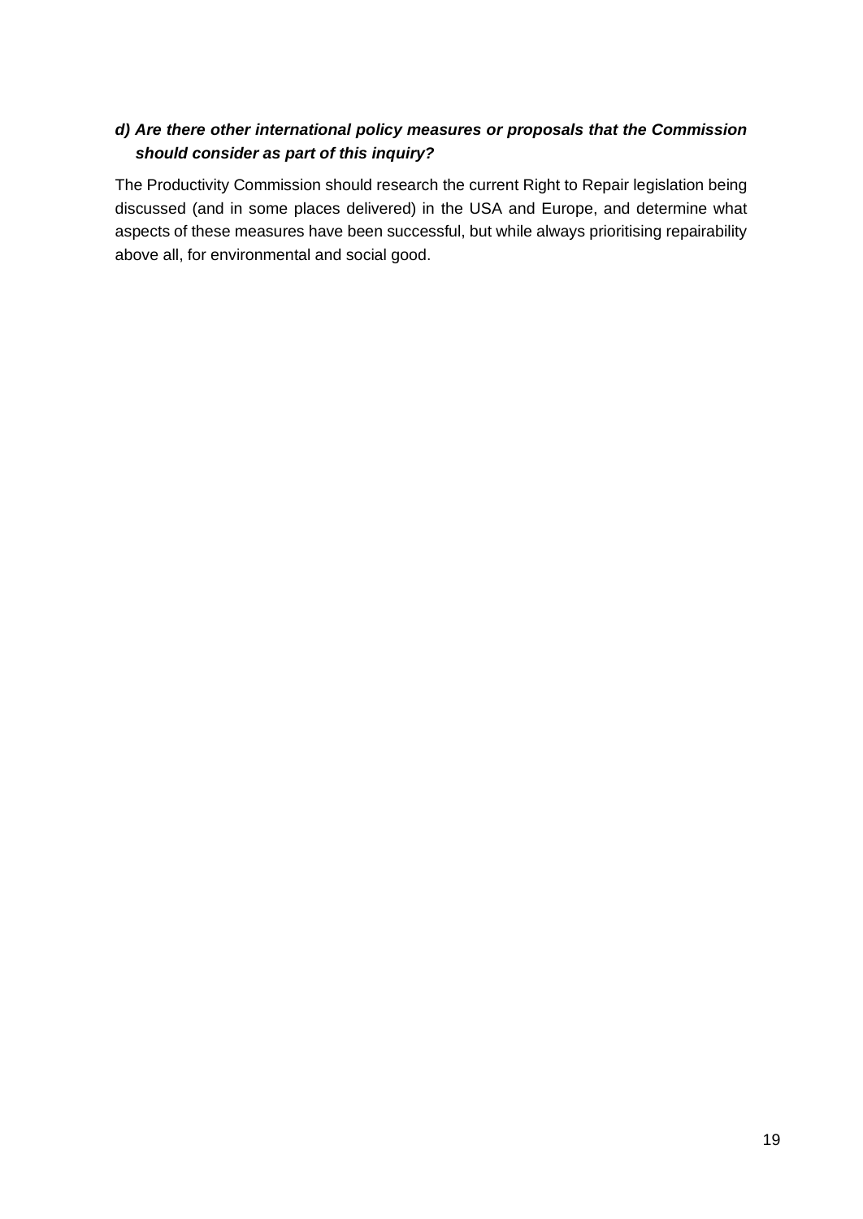***d) Are there other international policy measures or proposals that the Commission should consider as part of this inquiry?***

The Productivity Commission should research the current Right to Repair legislation being discussed (and in some places delivered) in the USA and Europe, and determine what aspects of these measures have been successful, but while always prioritising repairability above all, for environmental and social good.